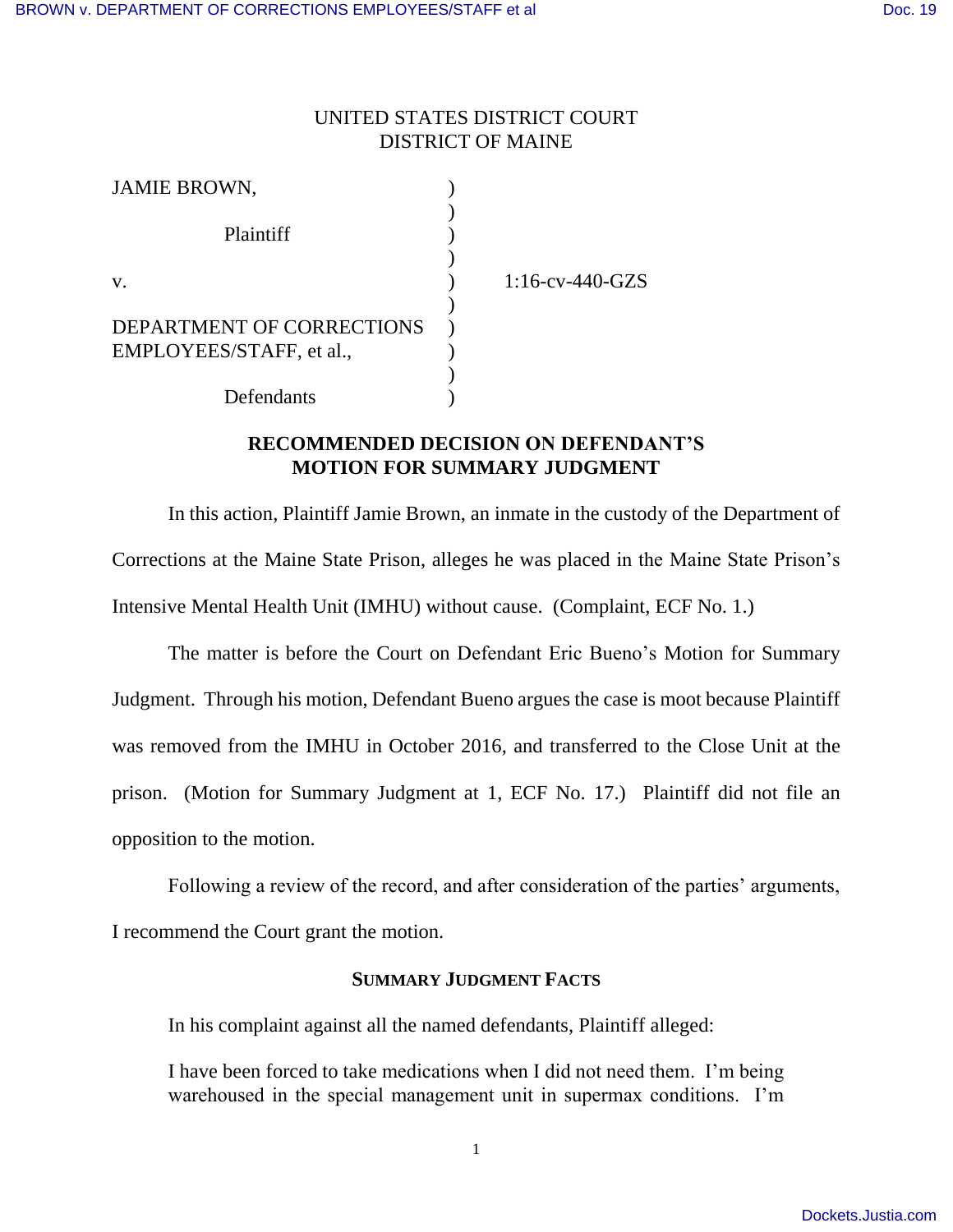UNITED STATES DISTRICT COURT
DISTRICT OF MAINE

| | | |
|---|---|---|
| JAMIE BROWN, | ) | |
| | ) | |
| Plaintiff | ) | |
| | ) | |
| v. | ) | 1:16-cv-440-GZS |
| | ) | |
| DEPARTMENT OF CORRECTIONS EMPLOYEES/STAFF, et al., | ) | |
| | ) | |
| Defendants | ) | |

**RECOMMENDED DECISION ON DEFENDANT'S MOTION FOR SUMMARY JUDGMENT**

In this action, Plaintiff Jamie Brown, an inmate in the custody of the Department of Corrections at the Maine State Prison, alleges he was placed in the Maine State Prison's Intensive Mental Health Unit (IMHU) without cause. (Complaint, ECF No. 1.)

The matter is before the Court on Defendant Eric Bueno's Motion for Summary Judgment. Through his motion, Defendant Bueno argues the case is moot because Plaintiff was removed from the IMHU in October 2016, and transferred to the Close Unit at the prison. (Motion for Summary Judgment at 1, ECF No. 17.) Plaintiff did not file an opposition to the motion.

Following a review of the record, and after consideration of the parties' arguments, I recommend the Court grant the motion.

**SUMMARY JUDGMENT FACTS**

In his complaint against all the named defendants, Plaintiff alleged:

> I have been forced to take medications when I did not need them. I'm being warehoused in the special management unit in supermax conditions. I'm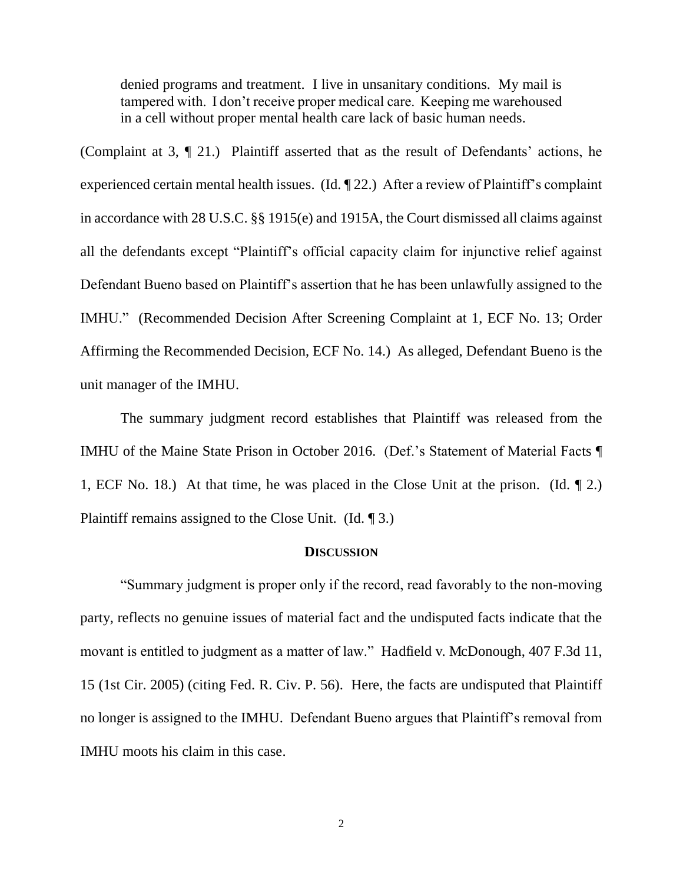> denied programs and treatment. I live in unsanitary conditions. My mail is tampered with. I don't receive proper medical care. Keeping me warehoused in a cell without proper mental health care lack of basic human needs.

(Complaint at 3, ¶ 21.) Plaintiff asserted that as the result of Defendants' actions, he experienced certain mental health issues. (Id. ¶ 22.) After a review of Plaintiff's complaint in accordance with 28 U.S.C. §§ 1915(e) and 1915A, the Court dismissed all claims against all the defendants except "Plaintiff's official capacity claim for injunctive relief against Defendant Bueno based on Plaintiff's assertion that he has been unlawfully assigned to the IMHU." (Recommended Decision After Screening Complaint at 1, ECF No. 13; Order Affirming the Recommended Decision, ECF No. 14.) As alleged, Defendant Bueno is the unit manager of the IMHU.

The summary judgment record establishes that Plaintiff was released from the IMHU of the Maine State Prison in October 2016. (Def.'s Statement of Material Facts ¶ 1, ECF No. 18.) At that time, he was placed in the Close Unit at the prison. (Id. ¶ 2.) Plaintiff remains assigned to the Close Unit. (Id. ¶ 3.)

## DISCUSSION

"Summary judgment is proper only if the record, read favorably to the non-moving party, reflects no genuine issues of material fact and the undisputed facts indicate that the movant is entitled to judgment as a matter of law." Hadfield v. McDonough, 407 F.3d 11, 15 (1st Cir. 2005) (citing Fed. R. Civ. P. 56). Here, the facts are undisputed that Plaintiff no longer is assigned to the IMHU. Defendant Bueno argues that Plaintiff's removal from IMHU moots his claim in this case.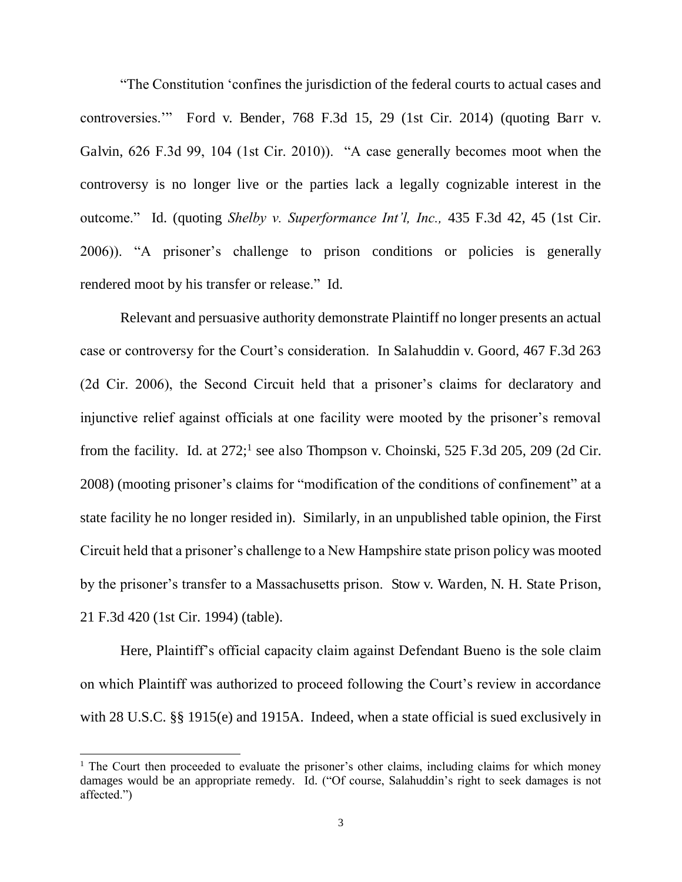"The Constitution 'confines the jurisdiction of the federal courts to actual cases and controversies.'" Ford v. Bender, 768 F.3d 15, 29 (1st Cir. 2014) (quoting Barr v. Galvin, 626 F.3d 99, 104 (1st Cir. 2010)). "A case generally becomes moot when the controversy is no longer live or the parties lack a legally cognizable interest in the outcome." Id. (quoting *Shelby v. Superformance Int'l, Inc.,* 435 F.3d 42, 45 (1st Cir. 2006)). "A prisoner's challenge to prison conditions or policies is generally rendered moot by his transfer or release." Id.

Relevant and persuasive authority demonstrate Plaintiff no longer presents an actual case or controversy for the Court's consideration. In Salahuddin v. Goord, 467 F.3d 263 (2d Cir. 2006), the Second Circuit held that a prisoner's claims for declaratory and injunctive relief against officials at one facility were mooted by the prisoner's removal from the facility. Id. at 272;[1] see also Thompson v. Choinski, 525 F.3d 205, 209 (2d Cir. 2008) (mooting prisoner's claims for "modification of the conditions of confinement" at a state facility he no longer resided in). Similarly, in an unpublished table opinion, the First Circuit held that a prisoner's challenge to a New Hampshire state prison policy was mooted by the prisoner's transfer to a Massachusetts prison. Stow v. Warden, N. H. State Prison, 21 F.3d 420 (1st Cir. 1994) (table).

Here, Plaintiff's official capacity claim against Defendant Bueno is the sole claim on which Plaintiff was authorized to proceed following the Court's review in accordance with 28 U.S.C. §§ 1915(e) and 1915A. Indeed, when a state official is sued exclusively in

[1] The Court then proceeded to evaluate the prisoner's other claims, including claims for which money damages would be an appropriate remedy. Id. ("Of course, Salahuddin's right to seek damages is not affected.")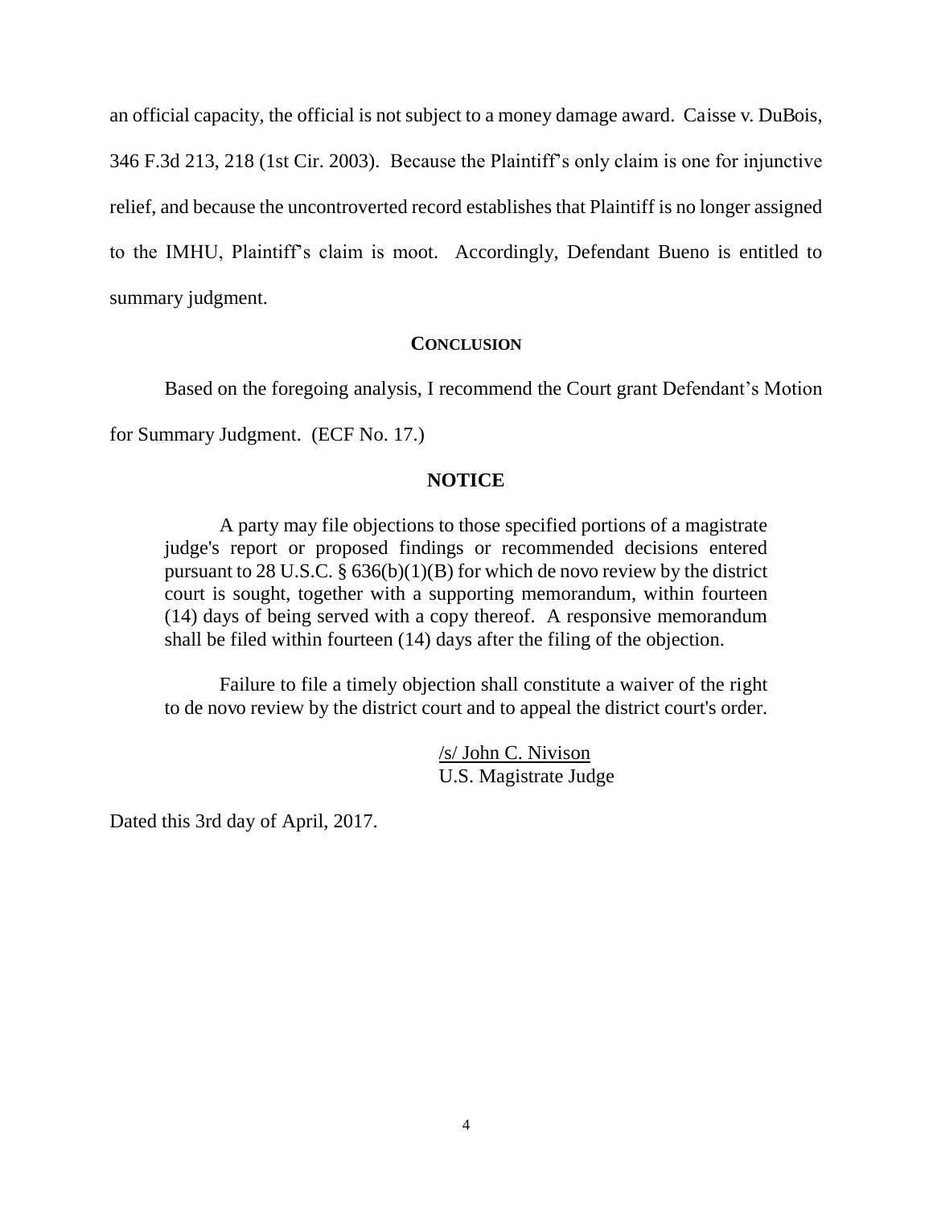an official capacity, the official is not subject to a money damage award. Caisse v. DuBois, 346 F.3d 213, 218 (1st Cir. 2003). Because the Plaintiff's only claim is one for injunctive relief, and because the uncontroverted record establishes that Plaintiff is no longer assigned to the IMHU, Plaintiff's claim is moot. Accordingly, Defendant Bueno is entitled to summary judgment.

## CONCLUSION

Based on the foregoing analysis, I recommend the Court grant Defendant's Motion for Summary Judgment. (ECF No. 17.)

## NOTICE

> A party may file objections to those specified portions of a magistrate judge's report or proposed findings or recommended decisions entered pursuant to 28 U.S.C. § 636(b)(1)(B) for which de novo review by the district court is sought, together with a supporting memorandum, within fourteen (14) days of being served with a copy thereof. A responsive memorandum shall be filed within fourteen (14) days after the filing of the objection.
>
> Failure to file a timely objection shall constitute a waiver of the right to de novo review by the district court and to appeal the district court's order.

/s/ John C. Nivison
U.S. Magistrate Judge

Dated this 3rd day of April, 2017.